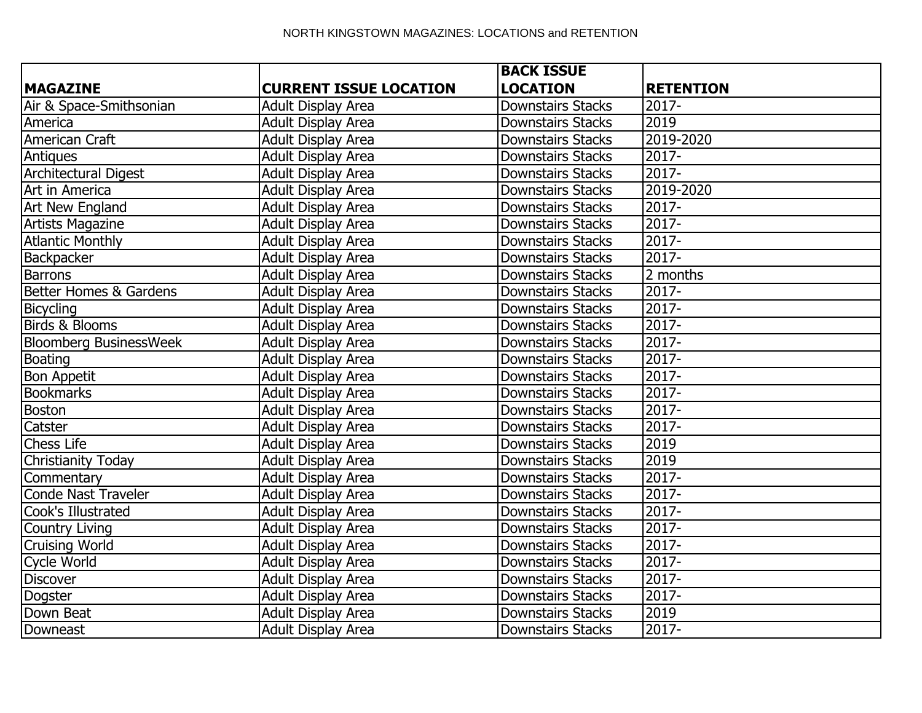# NORTH KINGSTOWN MAGAZINES: LOCATIONS and RETENTION

| MAGAZINE | CURRENT ISSUE LOCATION | BACK ISSUE LOCATION | RETENTION |
|---|---|---|---|
| Air & Space-Smithsonian | Adult Display Area | Downstairs Stacks | 2017- |
| America | Adult Display Area | Downstairs Stacks | 2019 |
| American Craft | Adult Display Area | Downstairs Stacks | 2019-2020 |
| Antiques | Adult Display Area | Downstairs Stacks | 2017- |
| Architectural Digest | Adult Display Area | Downstairs Stacks | 2017- |
| Art in America | Adult Display Area | Downstairs Stacks | 2019-2020 |
| Art New England | Adult Display Area | Downstairs Stacks | 2017- |
| Artists Magazine | Adult Display Area | Downstairs Stacks | 2017- |
| Atlantic Monthly | Adult Display Area | Downstairs Stacks | 2017- |
| Backpacker | Adult Display Area | Downstairs Stacks | 2017- |
| Barrons | Adult Display Area | Downstairs Stacks | 2 months |
| Better Homes & Gardens | Adult Display Area | Downstairs Stacks | 2017- |
| Bicycling | Adult Display Area | Downstairs Stacks | 2017- |
| Birds & Blooms | Adult Display Area | Downstairs Stacks | 2017- |
| Bloomberg BusinessWeek | Adult Display Area | Downstairs Stacks | 2017- |
| Boating | Adult Display Area | Downstairs Stacks | 2017- |
| Bon Appetit | Adult Display Area | Downstairs Stacks | 2017- |
| Bookmarks | Adult Display Area | Downstairs Stacks | 2017- |
| Boston | Adult Display Area | Downstairs Stacks | 2017- |
| Catster | Adult Display Area | Downstairs Stacks | 2017- |
| Chess Life | Adult Display Area | Downstairs Stacks | 2019 |
| Christianity Today | Adult Display Area | Downstairs Stacks | 2019 |
| Commentary | Adult Display Area | Downstairs Stacks | 2017- |
| Conde Nast Traveler | Adult Display Area | Downstairs Stacks | 2017- |
| Cook's Illustrated | Adult Display Area | Downstairs Stacks | 2017- |
| Country Living | Adult Display Area | Downstairs Stacks | 2017- |
| Cruising World | Adult Display Area | Downstairs Stacks | 2017- |
| Cycle World | Adult Display Area | Downstairs Stacks | 2017- |
| Discover | Adult Display Area | Downstairs Stacks | 2017- |
| Dogster | Adult Display Area | Downstairs Stacks | 2017- |
| Down Beat | Adult Display Area | Downstairs Stacks | 2019 |
| Downeast | Adult Display Area | Downstairs Stacks | 2017- |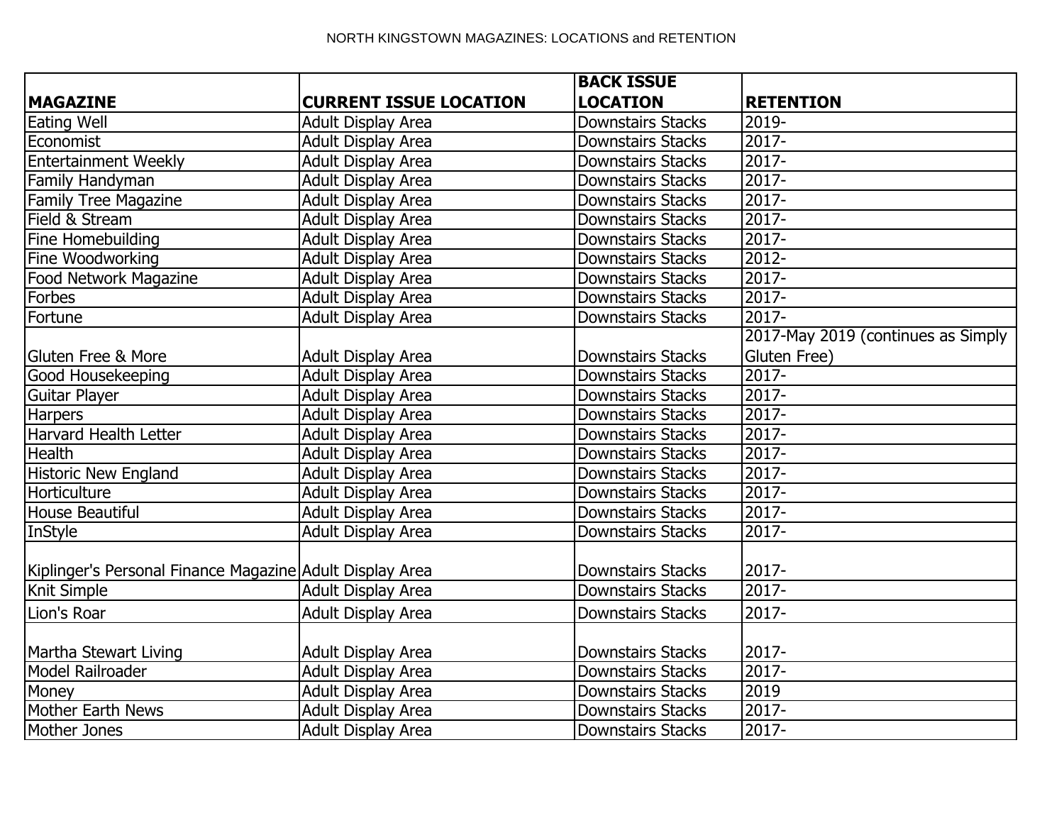NORTH KINGSTOWN MAGAZINES: LOCATIONS and RETENTION

| MAGAZINE | CURRENT ISSUE LOCATION | BACK ISSUE LOCATION | RETENTION |
|---|---|---|---|
| Eating Well | Adult Display Area | Downstairs Stacks | 2019- |
| Economist | Adult Display Area | Downstairs Stacks | 2017- |
| Entertainment Weekly | Adult Display Area | Downstairs Stacks | 2017- |
| Family Handyman | Adult Display Area | Downstairs Stacks | 2017- |
| Family Tree Magazine | Adult Display Area | Downstairs Stacks | 2017- |
| Field & Stream | Adult Display Area | Downstairs Stacks | 2017- |
| Fine Homebuilding | Adult Display Area | Downstairs Stacks | 2017- |
| Fine Woodworking | Adult Display Area | Downstairs Stacks | 2012- |
| Food Network Magazine | Adult Display Area | Downstairs Stacks | 2017- |
| Forbes | Adult Display Area | Downstairs Stacks | 2017- |
| Fortune | Adult Display Area | Downstairs Stacks | 2017- |
| Gluten Free & More | Adult Display Area | Downstairs Stacks | 2017-May 2019 (continues as Simply Gluten Free) |
| Good Housekeeping | Adult Display Area | Downstairs Stacks | 2017- |
| Guitar Player | Adult Display Area | Downstairs Stacks | 2017- |
| Harpers | Adult Display Area | Downstairs Stacks | 2017- |
| Harvard Health Letter | Adult Display Area | Downstairs Stacks | 2017- |
| Health | Adult Display Area | Downstairs Stacks | 2017- |
| Historic New England | Adult Display Area | Downstairs Stacks | 2017- |
| Horticulture | Adult Display Area | Downstairs Stacks | 2017- |
| House Beautiful | Adult Display Area | Downstairs Stacks | 2017- |
| InStyle | Adult Display Area | Downstairs Stacks | 2017- |
| Kiplinger's Personal Finance Magazine | Adult Display Area | Downstairs Stacks | 2017- |
| Knit Simple | Adult Display Area | Downstairs Stacks | 2017- |
| Lion's Roar | Adult Display Area | Downstairs Stacks | 2017- |
| Martha Stewart Living | Adult Display Area | Downstairs Stacks | 2017- |
| Model Railroader | Adult Display Area | Downstairs Stacks | 2017- |
| Money | Adult Display Area | Downstairs Stacks | 2019 |
| Mother Earth News | Adult Display Area | Downstairs Stacks | 2017- |
| Mother Jones | Adult Display Area | Downstairs Stacks | 2017- |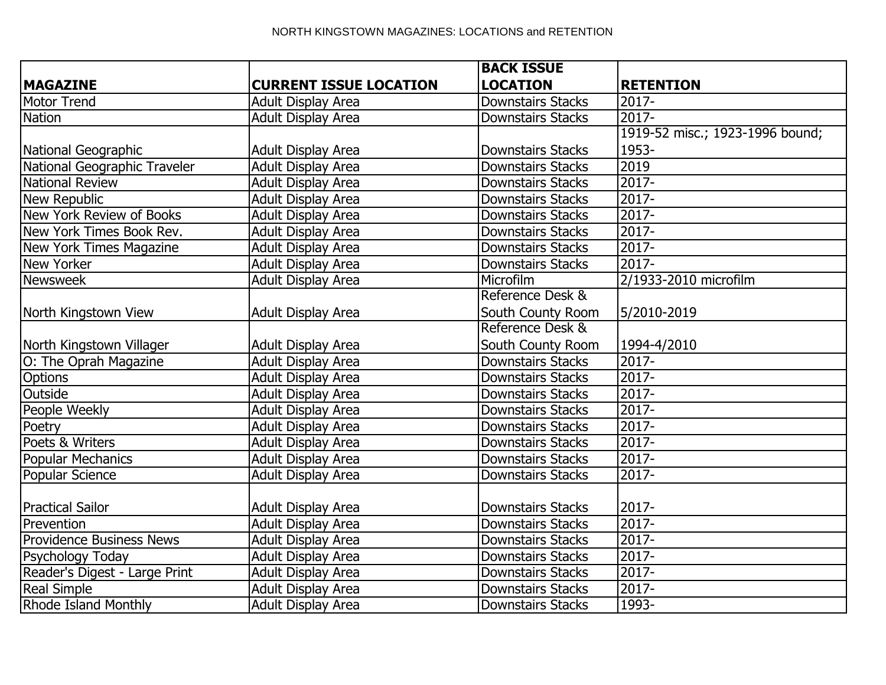NORTH KINGSTOWN MAGAZINES: LOCATIONS and RETENTION

| MAGAZINE | CURRENT ISSUE LOCATION | BACK ISSUE LOCATION | RETENTION |
|---|---|---|---|
| Motor Trend | Adult Display Area | Downstairs Stacks | 2017- |
| Nation | Adult Display Area | Downstairs Stacks | 2017- |
| National Geographic | Adult Display Area | Downstairs Stacks | 1919-52 misc.; 1923-1996 bound; 1953- |
| National Geographic Traveler | Adult Display Area | Downstairs Stacks | 2019 |
| National Review | Adult Display Area | Downstairs Stacks | 2017- |
| New Republic | Adult Display Area | Downstairs Stacks | 2017- |
| New York Review of Books | Adult Display Area | Downstairs Stacks | 2017- |
| New York Times Book Rev. | Adult Display Area | Downstairs Stacks | 2017- |
| New York Times Magazine | Adult Display Area | Downstairs Stacks | 2017- |
| New Yorker | Adult Display Area | Downstairs Stacks | 2017- |
| Newsweek | Adult Display Area | Microfilm | 2/1933-2010 microfilm |
| North Kingstown View | Adult Display Area | Reference Desk & South County Room | 5/2010-2019 |
| North Kingstown Villager | Adult Display Area | Reference Desk & South County Room | 1994-4/2010 |
| O: The Oprah Magazine | Adult Display Area | Downstairs Stacks | 2017- |
| Options | Adult Display Area | Downstairs Stacks | 2017- |
| Outside | Adult Display Area | Downstairs Stacks | 2017- |
| People Weekly | Adult Display Area | Downstairs Stacks | 2017- |
| Poetry | Adult Display Area | Downstairs Stacks | 2017- |
| Poets & Writers | Adult Display Area | Downstairs Stacks | 2017- |
| Popular Mechanics | Adult Display Area | Downstairs Stacks | 2017- |
| Popular Science | Adult Display Area | Downstairs Stacks | 2017- |
| Practical Sailor | Adult Display Area | Downstairs Stacks | 2017- |
| Prevention | Adult Display Area | Downstairs Stacks | 2017- |
| Providence Business News | Adult Display Area | Downstairs Stacks | 2017- |
| Psychology Today | Adult Display Area | Downstairs Stacks | 2017- |
| Reader's Digest - Large Print | Adult Display Area | Downstairs Stacks | 2017- |
| Real Simple | Adult Display Area | Downstairs Stacks | 2017- |
| Rhode Island Monthly | Adult Display Area | Downstairs Stacks | 1993- |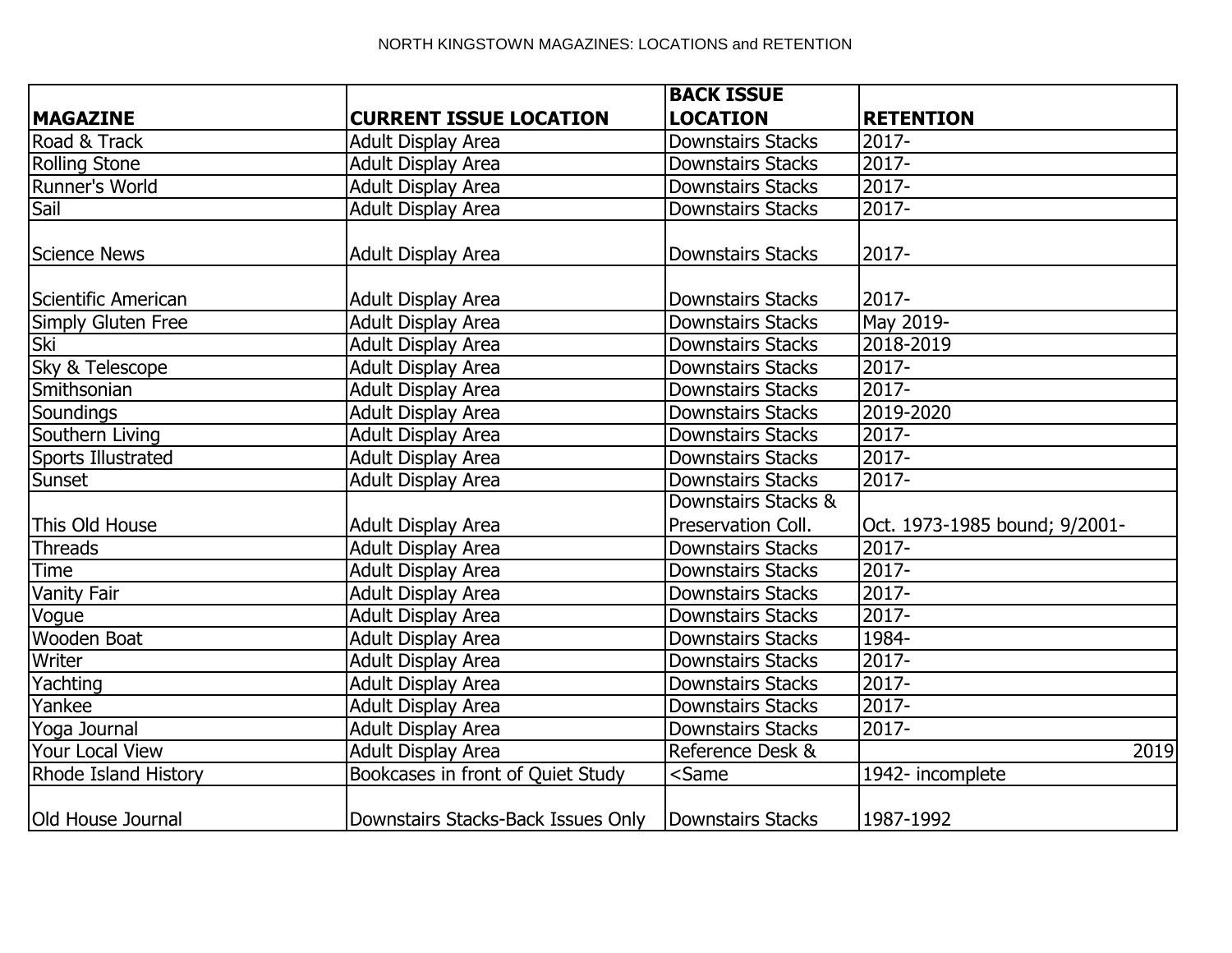NORTH KINGSTOWN MAGAZINES: LOCATIONS and RETENTION

| **MAGAZINE** | **CURRENT ISSUE LOCATION** | **BACK ISSUE LOCATION** | **RETENTION** |
|---|---|---|---|
| Road & Track | Adult Display Area | Downstairs Stacks | 2017- |
| Rolling Stone | Adult Display Area | Downstairs Stacks | 2017- |
| Runner's World | Adult Display Area | Downstairs Stacks | 2017- |
| Sail | Adult Display Area | Downstairs Stacks | 2017- |
| Science News | Adult Display Area | Downstairs Stacks | 2017- |
| Scientific American | Adult Display Area | Downstairs Stacks | 2017- |
| Simply Gluten Free | Adult Display Area | Downstairs Stacks | May 2019- |
| Ski | Adult Display Area | Downstairs Stacks | 2018-2019 |
| Sky & Telescope | Adult Display Area | Downstairs Stacks | 2017- |
| Smithsonian | Adult Display Area | Downstairs Stacks | 2017- |
| Soundings | Adult Display Area | Downstairs Stacks | 2019-2020 |
| Southern Living | Adult Display Area | Downstairs Stacks | 2017- |
| Sports Illustrated | Adult Display Area | Downstairs Stacks | 2017- |
| Sunset | Adult Display Area | Downstairs Stacks | 2017- |
| This Old House | Adult Display Area | Downstairs Stacks & Preservation Coll. | Oct. 1973-1985 bound; 9/2001- |
| Threads | Adult Display Area | Downstairs Stacks | 2017- |
| Time | Adult Display Area | Downstairs Stacks | 2017- |
| Vanity Fair | Adult Display Area | Downstairs Stacks | 2017- |
| Vogue | Adult Display Area | Downstairs Stacks | 2017- |
| Wooden Boat | Adult Display Area | Downstairs Stacks | 1984- |
| Writer | Adult Display Area | Downstairs Stacks | 2017- |
| Yachting | Adult Display Area | Downstairs Stacks | 2017- |
| Yankee | Adult Display Area | Downstairs Stacks | 2017- |
| Yoga Journal | Adult Display Area | Downstairs Stacks | 2017- |
| Your Local View | Adult Display Area | Reference Desk & | 2019 |
| Rhode Island History | Bookcases in front of Quiet Study | <Same | 1942- incomplete |
| Old House Journal | Downstairs Stacks-Back Issues Only | Downstairs Stacks | 1987-1992 |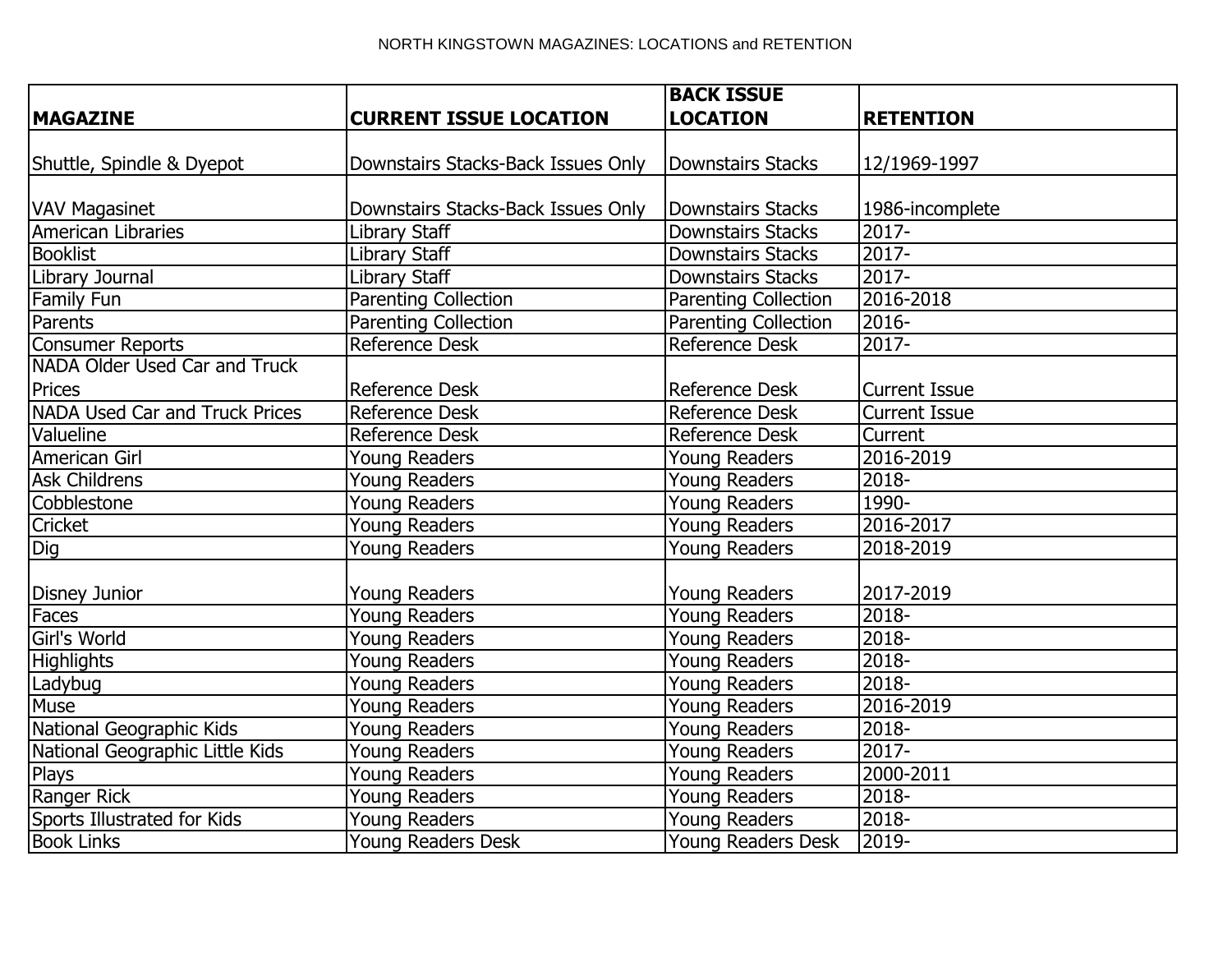NORTH KINGSTOWN MAGAZINES: LOCATIONS and RETENTION

| MAGAZINE | CURRENT ISSUE LOCATION | BACK ISSUE LOCATION | RETENTION |
| --- | --- | --- | --- |
| Shuttle, Spindle & Dyepot | Downstairs Stacks-Back Issues Only | Downstairs Stacks | 12/1969-1997 |
| VAV Magasinet | Downstairs Stacks-Back Issues Only | Downstairs Stacks | 1986-incomplete |
| American Libraries | Library Staff | Downstairs Stacks | 2017- |
| Booklist | Library Staff | Downstairs Stacks | 2017- |
| Library Journal | Library Staff | Downstairs Stacks | 2017- |
| Family Fun | Parenting Collection | Parenting Collection | 2016-2018 |
| Parents | Parenting Collection | Parenting Collection | 2016- |
| Consumer Reports | Reference Desk | Reference Desk | 2017- |
| NADA Older Used Car and Truck Prices | Reference Desk | Reference Desk | Current Issue |
| NADA Used Car and Truck Prices | Reference Desk | Reference Desk | Current Issue |
| Valueline | Reference Desk | Reference Desk | Current |
| American Girl | Young Readers | Young Readers | 2016-2019 |
| Ask Childrens | Young Readers | Young Readers | 2018- |
| Cobblestone | Young Readers | Young Readers | 1990- |
| Cricket | Young Readers | Young Readers | 2016-2017 |
| Dig | Young Readers | Young Readers | 2018-2019 |
| Disney Junior | Young Readers | Young Readers | 2017-2019 |
| Faces | Young Readers | Young Readers | 2018- |
| Girl's World | Young Readers | Young Readers | 2018- |
| Highlights | Young Readers | Young Readers | 2018- |
| Ladybug | Young Readers | Young Readers | 2018- |
| Muse | Young Readers | Young Readers | 2016-2019 |
| National Geographic Kids | Young Readers | Young Readers | 2018- |
| National Geographic Little Kids | Young Readers | Young Readers | 2017- |
| Plays | Young Readers | Young Readers | 2000-2011 |
| Ranger Rick | Young Readers | Young Readers | 2018- |
| Sports Illustrated for Kids | Young Readers | Young Readers | 2018- |
| Book Links | Young Readers Desk | Young Readers Desk | 2019- |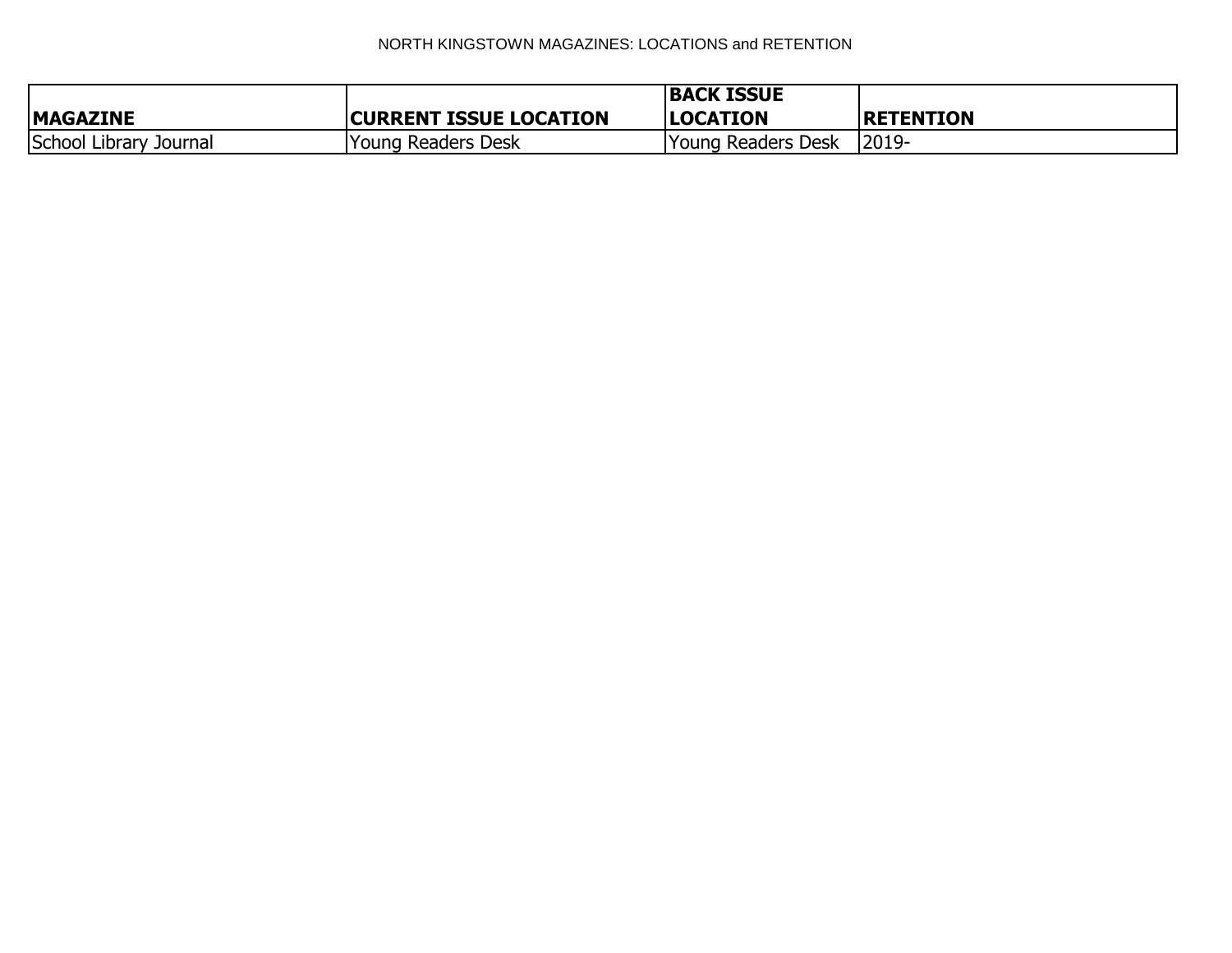NORTH KINGSTOWN MAGAZINES: LOCATIONS and RETENTION

| MAGAZINE | CURRENT ISSUE LOCATION | BACK ISSUE LOCATION | RETENTION |
|---|---|---|---|
| School Library Journal | Young Readers Desk | Young Readers Desk | 2019- |